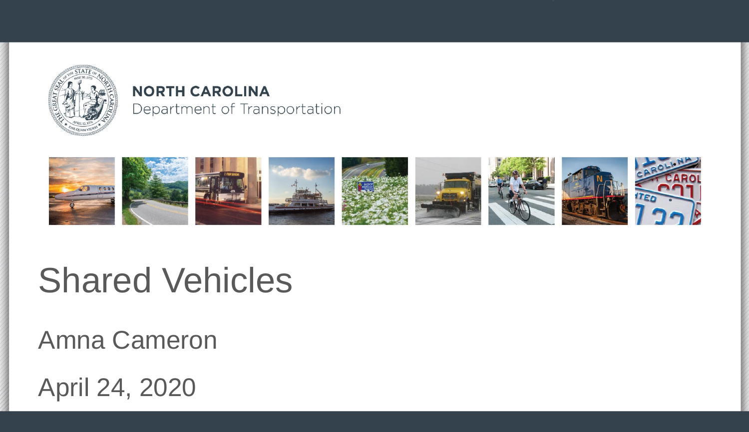NORTH CAROLINA
Department of Transportation

# Shared Vehicles

Amna Cameron

April 24, 2020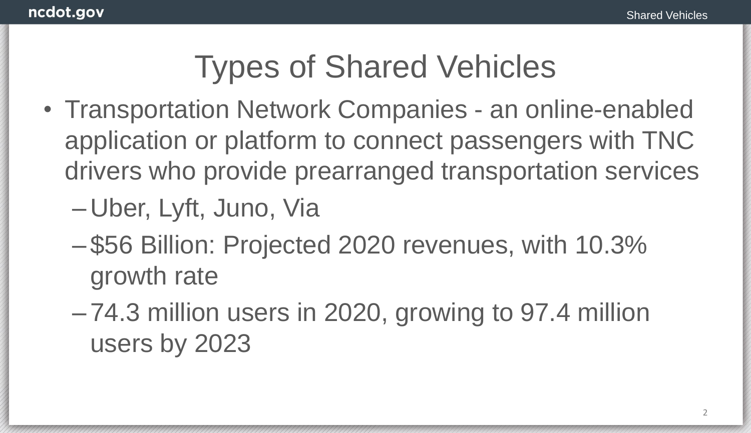# Types of Shared Vehicles

- Transportation Network Companies - an online-enabled application or platform to connect passengers with TNC drivers who provide prearranged transportation services
  - Uber, Lyft, Juno, Via
  - $56 Billion: Projected 2020 revenues, with 10.3% growth rate
  - 74.3 million users in 2020, growing to 97.4 million users by 2023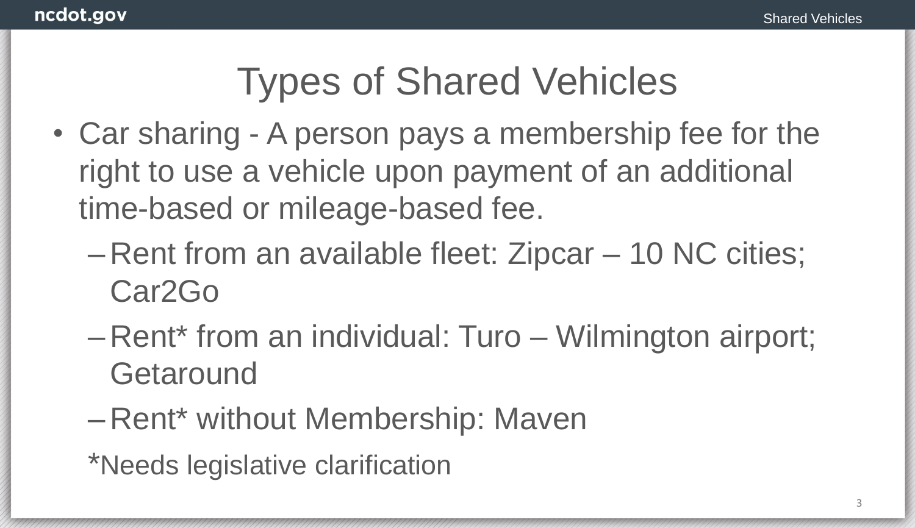# Types of Shared Vehicles

- Car sharing - A person pays a membership fee for the right to use a vehicle upon payment of an additional time-based or mileage-based fee.
  - Rent from an available fleet: Zipcar – 10 NC cities; Car2Go
  - Rent* from an individual: Turo – Wilmington airport; Getaround
  - Rent* without Membership: Maven

*Needs legislative clarification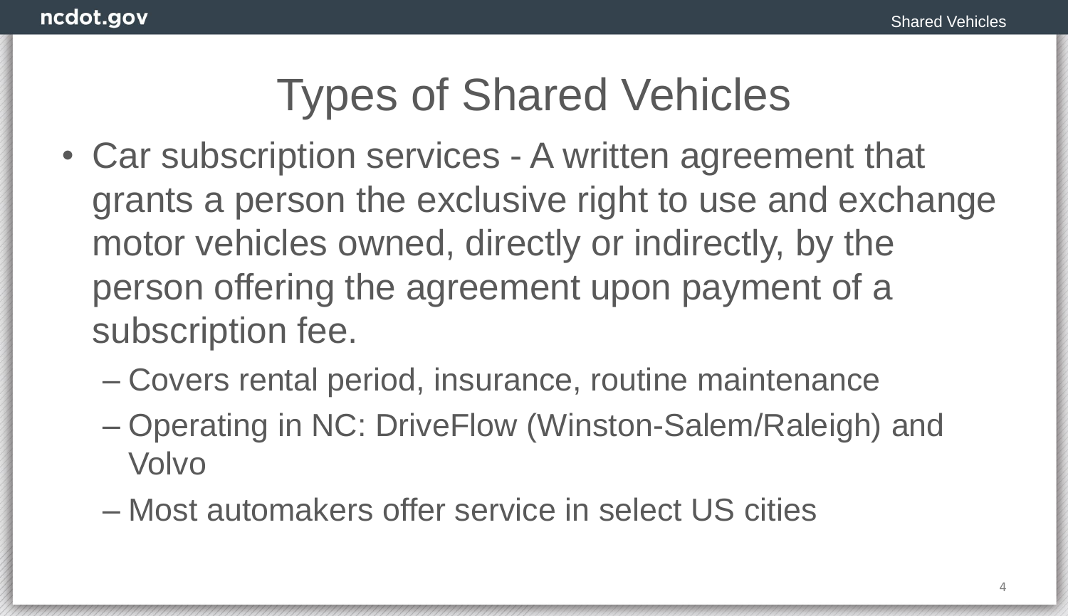# Types of Shared Vehicles

- Car subscription services - A written agreement that grants a person the exclusive right to use and exchange motor vehicles owned, directly or indirectly, by the person offering the agreement upon payment of a subscription fee.
  - Covers rental period, insurance, routine maintenance
  - Operating in NC: DriveFlow (Winston-Salem/Raleigh) and Volvo
  - Most automakers offer service in select US cities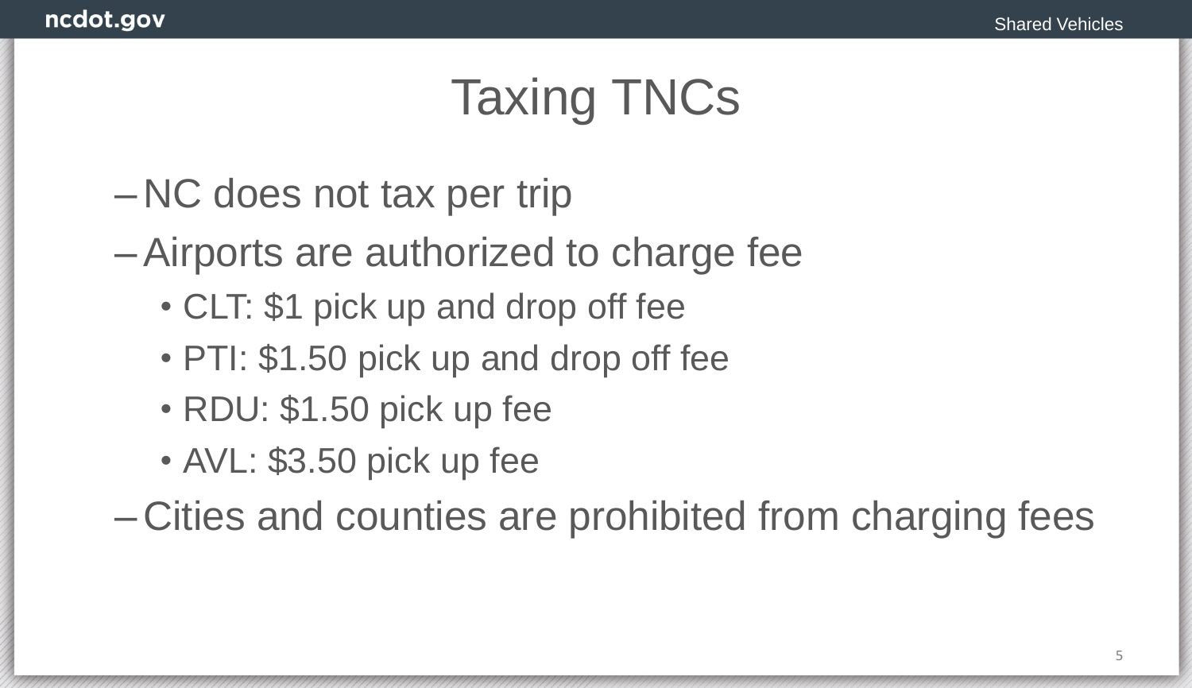# Taxing TNCs

- NC does not tax per trip
- Airports are authorized to charge fee
  - CLT: $1 pick up and drop off fee
  - PTI: $1.50 pick up and drop off fee
  - RDU: $1.50 pick up fee
  - AVL: $3.50 pick up fee
- Cities and counties are prohibited from charging fees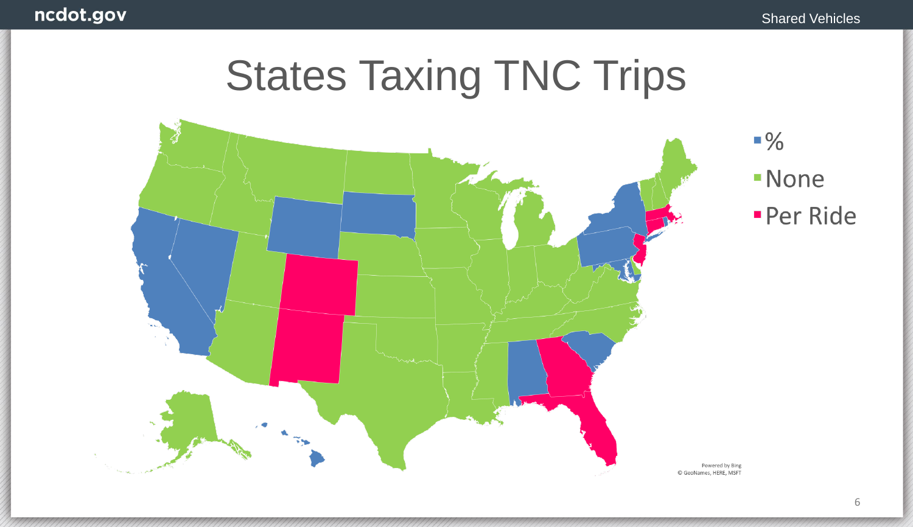# States Taxing TNC Trips

- %
- None
- Per Ride

Powered by Bing
© GeoNames, HERE, MSFT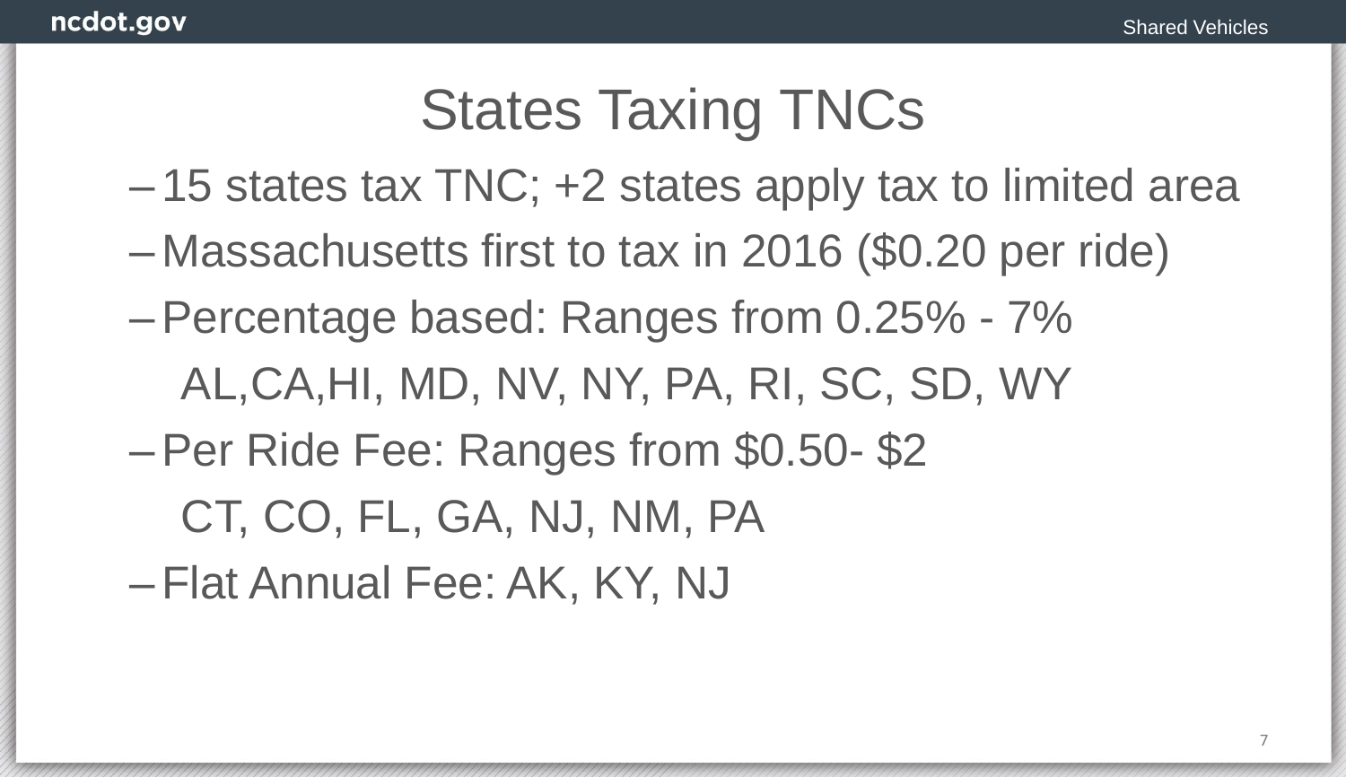# States Taxing TNCs

- 15 states tax TNC; +2 states apply tax to limited area
- Massachusetts first to tax in 2016 ($0.20 per ride)
- Percentage based: Ranges from 0.25% - 7%

  AL,CA,HI, MD, NV, NY, PA, RI, SC, SD, WY
- Per Ride Fee: Ranges from $0.50- $2

  CT, CO, FL, GA, NJ, NM, PA
- Flat Annual Fee: AK, KY, NJ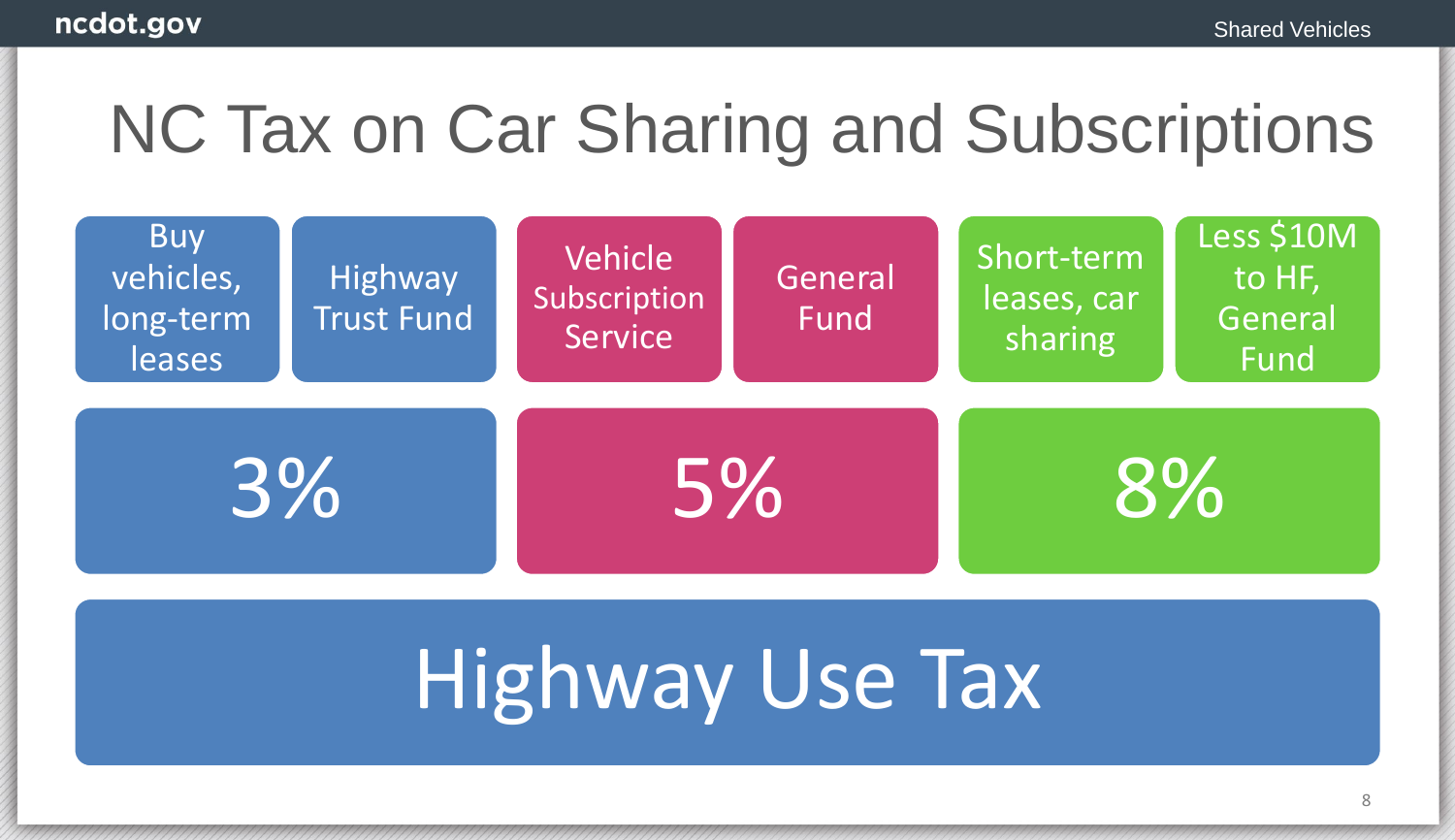# NC Tax on Car Sharing and Subscriptions

| | | | | | |
|---|---|---|---|---|---|
| Buy vehicles, long-term leases | Highway Trust Fund | Vehicle Subscription Service | General Fund | Short-term leases, car sharing | Less $10M to HF, General Fund |
| 3% | | 5% | | 8% | |
| Highway Use Tax | | | | | |